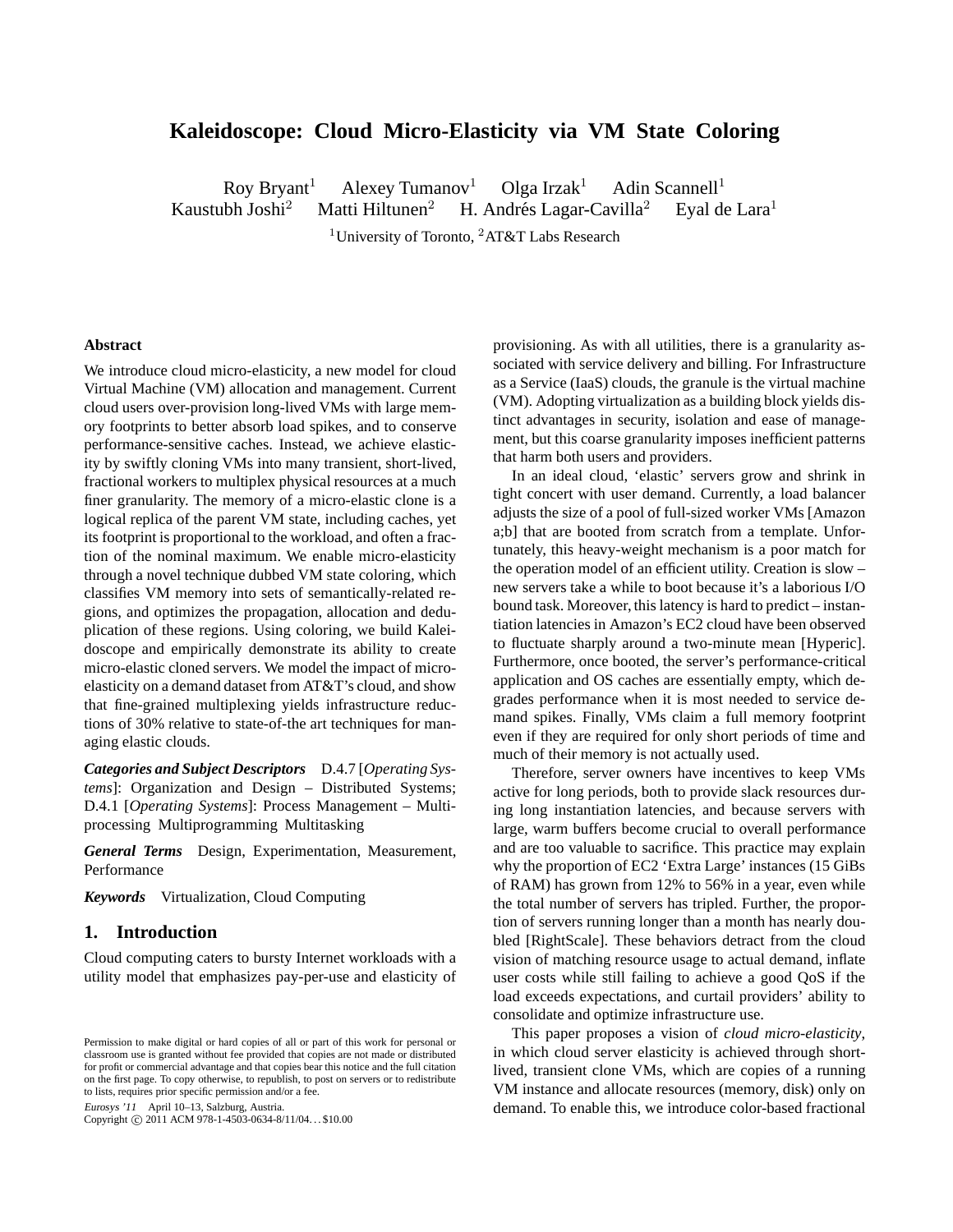# Kaleidoscope: Cloud Micro-Elasticity via VM State Coloring

Roy Bryant[1] Alexey Tumanov[1] Olga Irzak[1] Adin Scannell[1]
Kaustubh Joshi[2] Matti Hiltunen[2] H. Andrés Lagar-Cavilla[2] Eyal de Lara[1]

[1]University of Toronto, [2]AT&T Labs Research

## Abstract

We introduce cloud micro-elasticity, a new model for cloud Virtual Machine (VM) allocation and management. Current cloud users over-provision long-lived VMs with large memory footprints to better absorb load spikes, and to conserve performance-sensitive caches. Instead, we achieve elasticity by swiftly cloning VMs into many transient, short-lived, fractional workers to multiplex physical resources at a much finer granularity. The memory of a micro-elastic clone is a logical replica of the parent VM state, including caches, yet its footprint is proportional to the workload, and often a fraction of the nominal maximum. We enable micro-elasticity through a novel technique dubbed VM state coloring, which classifies VM memory into sets of semantically-related regions, and optimizes the propagation, allocation and deduplication of these regions. Using coloring, we build Kaleidoscope and empirically demonstrate its ability to create micro-elastic cloned servers. We model the impact of micro-elasticity on a demand dataset from AT&T's cloud, and show that fine-grained multiplexing yields infrastructure reductions of 30% relative to state-of-the art techniques for managing elastic clouds.

***Categories and Subject Descriptors*** D.4.7 [*Operating Systems*]: Organization and Design – Distributed Systems; D.4.1 [*Operating Systems*]: Process Management – Multiprocessing Multiprogramming Multitasking

***General Terms*** Design, Experimentation, Measurement, Performance

***Keywords*** Virtualization, Cloud Computing

## 1. Introduction

Cloud computing caters to bursty Internet workloads with a utility model that emphasizes pay-per-use and elasticity of provisioning. As with all utilities, there is a granularity associated with service delivery and billing. For Infrastructure as a Service (IaaS) clouds, the granule is the virtual machine (VM). Adopting virtualization as a building block yields distinct advantages in security, isolation and ease of management, but this coarse granularity imposes inefficient patterns that harm both users and providers.

In an ideal cloud, 'elastic' servers grow and shrink in tight concert with user demand. Currently, a load balancer adjusts the size of a pool of full-sized worker VMs [Amazon a;b] that are booted from scratch from a template. Unfortunately, this heavy-weight mechanism is a poor match for the operation model of an efficient utility. Creation is slow – new servers take a while to boot because it's a laborious I/O bound task. Moreover, this latency is hard to predict – instantiation latencies in Amazon's EC2 cloud have been observed to fluctuate sharply around a two-minute mean [Hyperic]. Furthermore, once booted, the server's performance-critical application and OS caches are essentially empty, which degrades performance when it is most needed to service demand spikes. Finally, VMs claim a full memory footprint even if they are required for only short periods of time and much of their memory is not actually used.

Therefore, server owners have incentives to keep VMs active for long periods, both to provide slack resources during long instantiation latencies, and because servers with large, warm buffers become crucial to overall performance and are too valuable to sacrifice. This practice may explain why the proportion of EC2 'Extra Large' instances (15 GiBs of RAM) has grown from 12% to 56% in a year, even while the total number of servers has tripled. Further, the proportion of servers running longer than a month has nearly doubled [RightScale]. These behaviors detract from the cloud vision of matching resource usage to actual demand, inflate user costs while still failing to achieve a good QoS if the load exceeds expectations, and curtail providers' ability to consolidate and optimize infrastructure use.

This paper proposes a vision of *cloud micro-elasticity*, in which cloud server elasticity is achieved through short-lived, transient clone VMs, which are copies of a running VM instance and allocate resources (memory, disk) only on demand. To enable this, we introduce color-based fractional

Permission to make digital or hard copies of all or part of this work for personal or classroom use is granted without fee provided that copies are not made or distributed for profit or commercial advantage and that copies bear this notice and the full citation on the first page. To copy otherwise, to republish, to post on servers or to redistribute to lists, requires prior specific permission and/or a fee.

*Eurosys '11* April 10–13, Salzburg, Austria.
Copyright © 2011 ACM 978-1-4503-0634-8/11/04. . . $10.00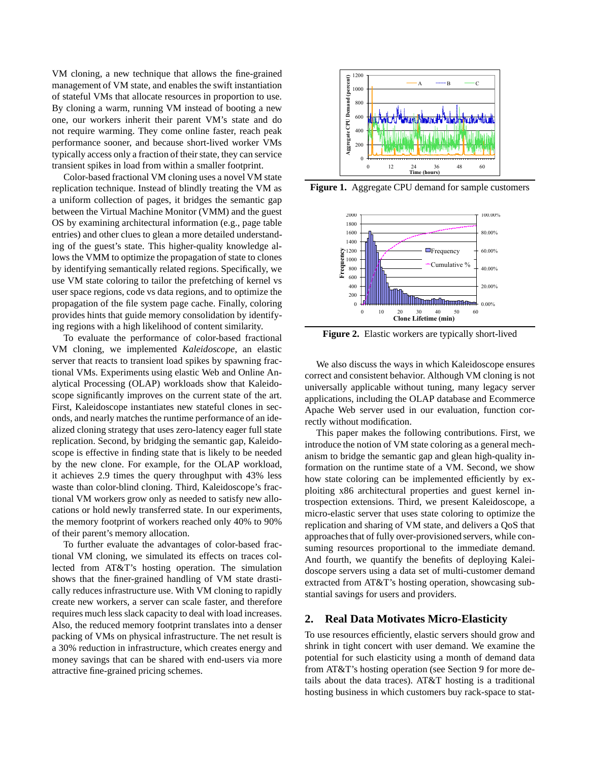VM cloning, a new technique that allows the fine-grained management of VM state, and enables the swift instantiation of stateful VMs that allocate resources in proportion to use. By cloning a warm, running VM instead of booting a new one, our workers inherit their parent VM's state and do not require warming. They come online faster, reach peak performance sooner, and because short-lived worker VMs typically access only a fraction of their state, they can service transient spikes in load from within a smaller footprint.

Color-based fractional VM cloning uses a novel VM state replication technique. Instead of blindly treating the VM as a uniform collection of pages, it bridges the semantic gap between the Virtual Machine Monitor (VMM) and the guest OS by examining architectural information (e.g., page table entries) and other clues to glean a more detailed understanding of the guest's state. This higher-quality knowledge allows the VMM to optimize the propagation of state to clones by identifying semantically related regions. Specifically, we use VM state coloring to tailor the prefetching of kernel vs user space regions, code vs data regions, and to optimize the propagation of the file system page cache. Finally, coloring provides hints that guide memory consolidation by identifying regions with a high likelihood of content similarity.

To evaluate the performance of color-based fractional VM cloning, we implemented *Kaleidoscope*, an elastic server that reacts to transient load spikes by spawning fractional VMs. Experiments using elastic Web and Online Analytical Processing (OLAP) workloads show that Kaleidoscope significantly improves on the current state of the art. First, Kaleidoscope instantiates new stateful clones in seconds, and nearly matches the runtime performance of an idealized cloning strategy that uses zero-latency eager full state replication. Second, by bridging the semantic gap, Kaleidoscope is effective in finding state that is likely to be needed by the new clone. For example, for the OLAP workload, it achieves 2.9 times the query throughput with 43% less waste than color-blind cloning. Third, Kaleidoscope's fractional VM workers grow only as needed to satisfy new allocations or hold newly transferred state. In our experiments, the memory footprint of workers reached only 40% to 90% of their parent's memory allocation.

To further evaluate the advantages of color-based fractional VM cloning, we simulated its effects on traces collected from AT&T's hosting operation. The simulation shows that the finer-grained handling of VM state drastically reduces infrastructure use. With VM cloning to rapidly create new workers, a server can scale faster, and therefore requires much less slack capacity to deal with load increases. Also, the reduced memory footprint translates into a denser packing of VMs on physical infrastructure. The net result is a 30% reduction in infrastructure, which creates energy and money savings that can be shared with end-users via more attractive fine-grained pricing schemes.

**Figure 1.** Aggregate CPU demand for sample customers

**Figure 2.** Elastic workers are typically short-lived

We also discuss the ways in which Kaleidoscope ensures correct and consistent behavior. Although VM cloning is not universally applicable without tuning, many legacy server applications, including the OLAP database and Ecommerce Apache Web server used in our evaluation, function correctly without modification.

This paper makes the following contributions. First, we introduce the notion of VM state coloring as a general mechanism to bridge the semantic gap and glean high-quality information on the runtime state of a VM. Second, we show how state coloring can be implemented efficiently by exploiting x86 architectural properties and guest kernel introspection extensions. Third, we present Kaleidoscope, a micro-elastic server that uses state coloring to optimize the replication and sharing of VM state, and delivers a QoS that approaches that of fully over-provisioned servers, while consuming resources proportional to the immediate demand. And fourth, we quantify the benefits of deploying Kaleidoscope servers using a data set of multi-customer demand extracted from AT&T's hosting operation, showcasing substantial savings for users and providers.

## 2. Real Data Motivates Micro-Elasticity

To use resources efficiently, elastic servers should grow and shrink in tight concert with user demand. We examine the potential for such elasticity using a month of demand data from AT&T's hosting operation (see Section 9 for more details about the data traces). AT&T hosting is a traditional hosting business in which customers buy rack-space to stat-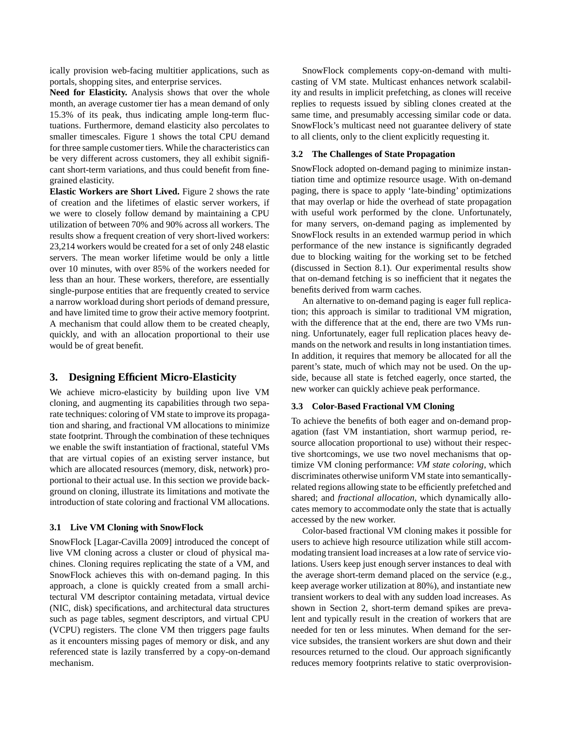ically provision web-facing multitier applications, such as portals, shopping sites, and enterprise services.

**Need for Elasticity.** Analysis shows that over the whole month, an average customer tier has a mean demand of only 15.3% of its peak, thus indicating ample long-term fluctuations. Furthermore, demand elasticity also percolates to smaller timescales. Figure 1 shows the total CPU demand for three sample customer tiers. While the characteristics can be very different across customers, they all exhibit significant short-term variations, and thus could benefit from fine-grained elasticity.

**Elastic Workers are Short Lived.** Figure 2 shows the rate of creation and the lifetimes of elastic server workers, if we were to closely follow demand by maintaining a CPU utilization of between 70% and 90% across all workers. The results show a frequent creation of very short-lived workers: 23,214 workers would be created for a set of only 248 elastic servers. The mean worker lifetime would be only a little over 10 minutes, with over 85% of the workers needed for less than an hour. These workers, therefore, are essentially single-purpose entities that are frequently created to service a narrow workload during short periods of demand pressure, and have limited time to grow their active memory footprint. A mechanism that could allow them to be created cheaply, quickly, and with an allocation proportional to their use would be of great benefit.

## 3. Designing Efficient Micro-Elasticity

We achieve micro-elasticity by building upon live VM cloning, and augmenting its capabilities through two separate techniques: coloring of VM state to improve its propagation and sharing, and fractional VM allocations to minimize state footprint. Through the combination of these techniques we enable the swift instantiation of fractional, stateful VMs that are virtual copies of an existing server instance, but which are allocated resources (memory, disk, network) proportional to their actual use. In this section we provide background on cloning, illustrate its limitations and motivate the introduction of state coloring and fractional VM allocations.

### 3.1 Live VM Cloning with SnowFlock

SnowFlock [Lagar-Cavilla 2009] introduced the concept of live VM cloning across a cluster or cloud of physical machines. Cloning requires replicating the state of a VM, and SnowFlock achieves this with on-demand paging. In this approach, a clone is quickly created from a small architectural VM descriptor containing metadata, virtual device (NIC, disk) specifications, and architectural data structures such as page tables, segment descriptors, and virtual CPU (VCPU) registers. The clone VM then triggers page faults as it encounters missing pages of memory or disk, and any referenced state is lazily transferred by a copy-on-demand mechanism.

SnowFlock complements copy-on-demand with multicasting of VM state. Multicast enhances network scalability and results in implicit prefetching, as clones will receive replies to requests issued by sibling clones created at the same time, and presumably accessing similar code or data. SnowFlock's multicast need not guarantee delivery of state to all clients, only to the client explicitly requesting it.

### 3.2 The Challenges of State Propagation

SnowFlock adopted on-demand paging to minimize instantiation time and optimize resource usage. With on-demand paging, there is space to apply 'late-binding' optimizations that may overlap or hide the overhead of state propagation with useful work performed by the clone. Unfortunately, for many servers, on-demand paging as implemented by SnowFlock results in an extended warmup period in which performance of the new instance is significantly degraded due to blocking waiting for the working set to be fetched (discussed in Section 8.1). Our experimental results show that on-demand fetching is so inefficient that it negates the benefits derived from warm caches.

An alternative to on-demand paging is eager full replication; this approach is similar to traditional VM migration, with the difference that at the end, there are two VMs running. Unfortunately, eager full replication places heavy demands on the network and results in long instantiation times. In addition, it requires that memory be allocated for all the parent's state, much of which may not be used. On the upside, because all state is fetched eagerly, once started, the new worker can quickly achieve peak performance.

### 3.3 Color-Based Fractional VM Cloning

To achieve the benefits of both eager and on-demand propagation (fast VM instantiation, short warmup period, resource allocation proportional to use) without their respective shortcomings, we use two novel mechanisms that optimize VM cloning performance: *VM state coloring*, which discriminates otherwise uniform VM state into semantically-related regions allowing state to be efficiently prefetched and shared; and *fractional allocation*, which dynamically allocates memory to accommodate only the state that is actually accessed by the new worker.

Color-based fractional VM cloning makes it possible for users to achieve high resource utilization while still accommodating transient load increases at a low rate of service violations. Users keep just enough server instances to deal with the average short-term demand placed on the service (e.g., keep average worker utilization at 80%), and instantiate new transient workers to deal with any sudden load increases. As shown in Section 2, short-term demand spikes are prevalent and typically result in the creation of workers that are needed for ten or less minutes. When demand for the service subsides, the transient workers are shut down and their resources returned to the cloud. Our approach significantly reduces memory footprints relative to static overprovision-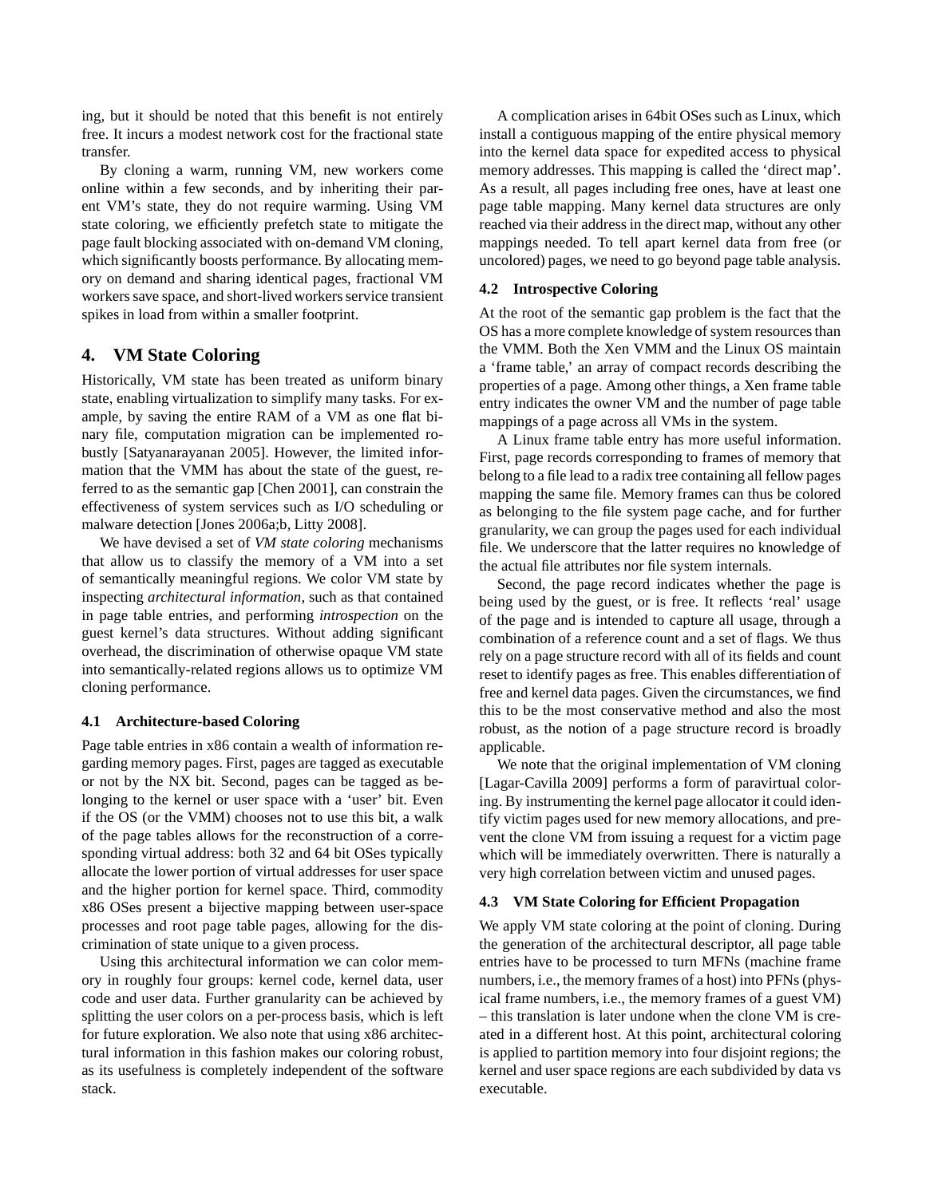ing, but it should be noted that this benefit is not entirely free. It incurs a modest network cost for the fractional state transfer.

By cloning a warm, running VM, new workers come online within a few seconds, and by inheriting their parent VM's state, they do not require warming. Using VM state coloring, we efficiently prefetch state to mitigate the page fault blocking associated with on-demand VM cloning, which significantly boosts performance. By allocating memory on demand and sharing identical pages, fractional VM workers save space, and short-lived workers service transient spikes in load from within a smaller footprint.

## 4. VM State Coloring

Historically, VM state has been treated as uniform binary state, enabling virtualization to simplify many tasks. For example, by saving the entire RAM of a VM as one flat binary file, computation migration can be implemented robustly [Satyanarayanan 2005]. However, the limited information that the VMM has about the state of the guest, referred to as the semantic gap [Chen 2001], can constrain the effectiveness of system services such as I/O scheduling or malware detection [Jones 2006a;b, Litty 2008].

We have devised a set of *VM state coloring* mechanisms that allow us to classify the memory of a VM into a set of semantically meaningful regions. We color VM state by inspecting *architectural information*, such as that contained in page table entries, and performing *introspection* on the guest kernel's data structures. Without adding significant overhead, the discrimination of otherwise opaque VM state into semantically-related regions allows us to optimize VM cloning performance.

### 4.1 Architecture-based Coloring

Page table entries in x86 contain a wealth of information regarding memory pages. First, pages are tagged as executable or not by the NX bit. Second, pages can be tagged as belonging to the kernel or user space with a 'user' bit. Even if the OS (or the VMM) chooses not to use this bit, a walk of the page tables allows for the reconstruction of a corresponding virtual address: both 32 and 64 bit OSes typically allocate the lower portion of virtual addresses for user space and the higher portion for kernel space. Third, commodity x86 OSes present a bijective mapping between user-space processes and root page table pages, allowing for the discrimination of state unique to a given process.

Using this architectural information we can color memory in roughly four groups: kernel code, kernel data, user code and user data. Further granularity can be achieved by splitting the user colors on a per-process basis, which is left for future exploration. We also note that using x86 architectural information in this fashion makes our coloring robust, as its usefulness is completely independent of the software stack.

A complication arises in 64bit OSes such as Linux, which install a contiguous mapping of the entire physical memory into the kernel data space for expedited access to physical memory addresses. This mapping is called the 'direct map'. As a result, all pages including free ones, have at least one page table mapping. Many kernel data structures are only reached via their address in the direct map, without any other mappings needed. To tell apart kernel data from free (or uncolored) pages, we need to go beyond page table analysis.

### 4.2 Introspective Coloring

At the root of the semantic gap problem is the fact that the OS has a more complete knowledge of system resources than the VMM. Both the Xen VMM and the Linux OS maintain a 'frame table,' an array of compact records describing the properties of a page. Among other things, a Xen frame table entry indicates the owner VM and the number of page table mappings of a page across all VMs in the system.

A Linux frame table entry has more useful information. First, page records corresponding to frames of memory that belong to a file lead to a radix tree containing all fellow pages mapping the same file. Memory frames can thus be colored as belonging to the file system page cache, and for further granularity, we can group the pages used for each individual file. We underscore that the latter requires no knowledge of the actual file attributes nor file system internals.

Second, the page record indicates whether the page is being used by the guest, or is free. It reflects 'real' usage of the page and is intended to capture all usage, through a combination of a reference count and a set of flags. We thus rely on a page structure record with all of its fields and count reset to identify pages as free. This enables differentiation of free and kernel data pages. Given the circumstances, we find this to be the most conservative method and also the most robust, as the notion of a page structure record is broadly applicable.

We note that the original implementation of VM cloning [Lagar-Cavilla 2009] performs a form of paravirtual coloring. By instrumenting the kernel page allocator it could identify victim pages used for new memory allocations, and prevent the clone VM from issuing a request for a victim page which will be immediately overwritten. There is naturally a very high correlation between victim and unused pages.

### 4.3 VM State Coloring for Efficient Propagation

We apply VM state coloring at the point of cloning. During the generation of the architectural descriptor, all page table entries have to be processed to turn MFNs (machine frame numbers, i.e., the memory frames of a host) into PFNs (physical frame numbers, i.e., the memory frames of a guest VM) – this translation is later undone when the clone VM is created in a different host. At this point, architectural coloring is applied to partition memory into four disjoint regions; the kernel and user space regions are each subdivided by data vs executable.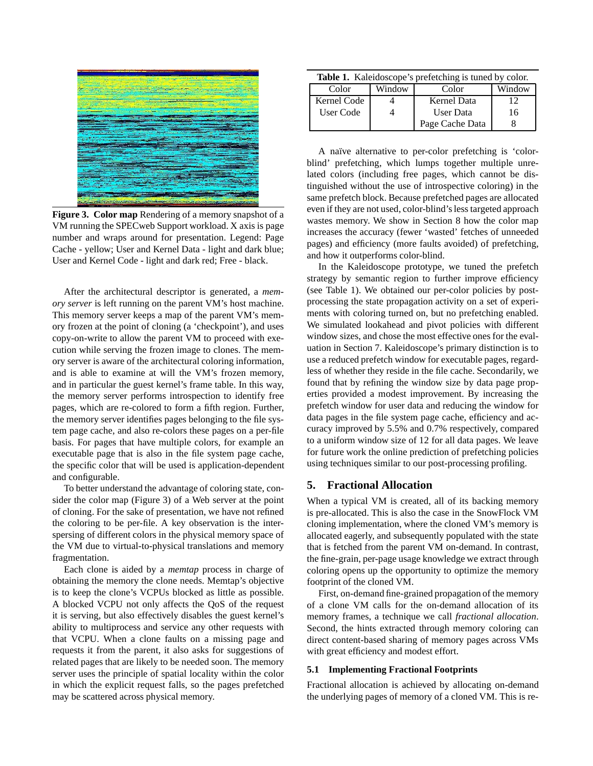**Figure 3. Color map** Rendering of a memory snapshot of a VM running the SPECweb Support workload. X axis is page number and wraps around for presentation. Legend: Page Cache - yellow; User and Kernel Data - light and dark blue; User and Kernel Code - light and dark red; Free - black.

After the architectural descriptor is generated, a *memory server* is left running on the parent VM's host machine. This memory server keeps a map of the parent VM's memory frozen at the point of cloning (a 'checkpoint'), and uses copy-on-write to allow the parent VM to proceed with execution while serving the frozen image to clones. The memory server is aware of the architectural coloring information, and is able to examine at will the VM's frozen memory, and in particular the guest kernel's frame table. In this way, the memory server performs introspection to identify free pages, which are re-colored to form a fifth region. Further, the memory server identifies pages belonging to the file system page cache, and also re-colors these pages on a per-file basis. For pages that have multiple colors, for example an executable page that is also in the file system page cache, the specific color that will be used is application-dependent and configurable.

To better understand the advantage of coloring state, consider the color map (Figure 3) of a Web server at the point of cloning. For the sake of presentation, we have not refined the coloring to be per-file. A key observation is the interspersing of different colors in the physical memory space of the VM due to virtual-to-physical translations and memory fragmentation.

Each clone is aided by a *memtap* process in charge of obtaining the memory the clone needs. Memtap's objective is to keep the clone's VCPUs blocked as little as possible. A blocked VCPU not only affects the QoS of the request it is serving, but also effectively disables the guest kernel's ability to multiprocess and service any other requests with that VCPU. When a clone faults on a missing page and requests it from the parent, it also asks for suggestions of related pages that are likely to be needed soon. The memory server uses the principle of spatial locality within the color in which the explicit request falls, so the pages prefetched may be scattered across physical memory.

**Table 1.** Kaleidoscope's prefetching is tuned by color.

| Color | Window | Color | Window |
|---|---|---|---|
| Kernel Code | 4 | Kernel Data | 12 |
| User Code | 4 | User Data | 16 |
| | | Page Cache Data | 8 |

A naïve alternative to per-color prefetching is 'color-blind' prefetching, which lumps together multiple unrelated colors (including free pages, which cannot be distinguished without the use of introspective coloring) in the same prefetch block. Because prefetched pages are allocated even if they are not used, color-blind's less targeted approach wastes memory. We show in Section 8 how the color map increases the accuracy (fewer 'wasted' fetches of unneeded pages) and efficiency (more faults avoided) of prefetching, and how it outperforms color-blind.

In the Kaleidoscope prototype, we tuned the prefetch strategy by semantic region to further improve efficiency (see Table 1). We obtained our per-color policies by post-processing the state propagation activity on a set of experiments with coloring turned on, but no prefetching enabled. We simulated lookahead and pivot policies with different window sizes, and chose the most effective ones for the evaluation in Section 7. Kaleidoscope's primary distinction is to use a reduced prefetch window for executable pages, regardless of whether they reside in the file cache. Secondarily, we found that by refining the window size by data page properties provided a modest improvement. By increasing the prefetch window for user data and reducing the window for data pages in the file system page cache, efficiency and accuracy improved by 5.5% and 0.7% respectively, compared to a uniform window size of 12 for all data pages. We leave for future work the online prediction of prefetching policies using techniques similar to our post-processing profiling.

## 5. Fractional Allocation

When a typical VM is created, all of its backing memory is pre-allocated. This is also the case in the SnowFlock VM cloning implementation, where the cloned VM's memory is allocated eagerly, and subsequently populated with the state that is fetched from the parent VM on-demand. In contrast, the fine-grain, per-page usage knowledge we extract through coloring opens up the opportunity to optimize the memory footprint of the cloned VM.

First, on-demand fine-grained propagation of the memory of a clone VM calls for the on-demand allocation of its memory frames, a technique we call *fractional allocation*. Second, the hints extracted through memory coloring can direct content-based sharing of memory pages across VMs with great efficiency and modest effort.

### 5.1 Implementing Fractional Footprints

Fractional allocation is achieved by allocating on-demand the underlying pages of memory of a cloned VM. This is re-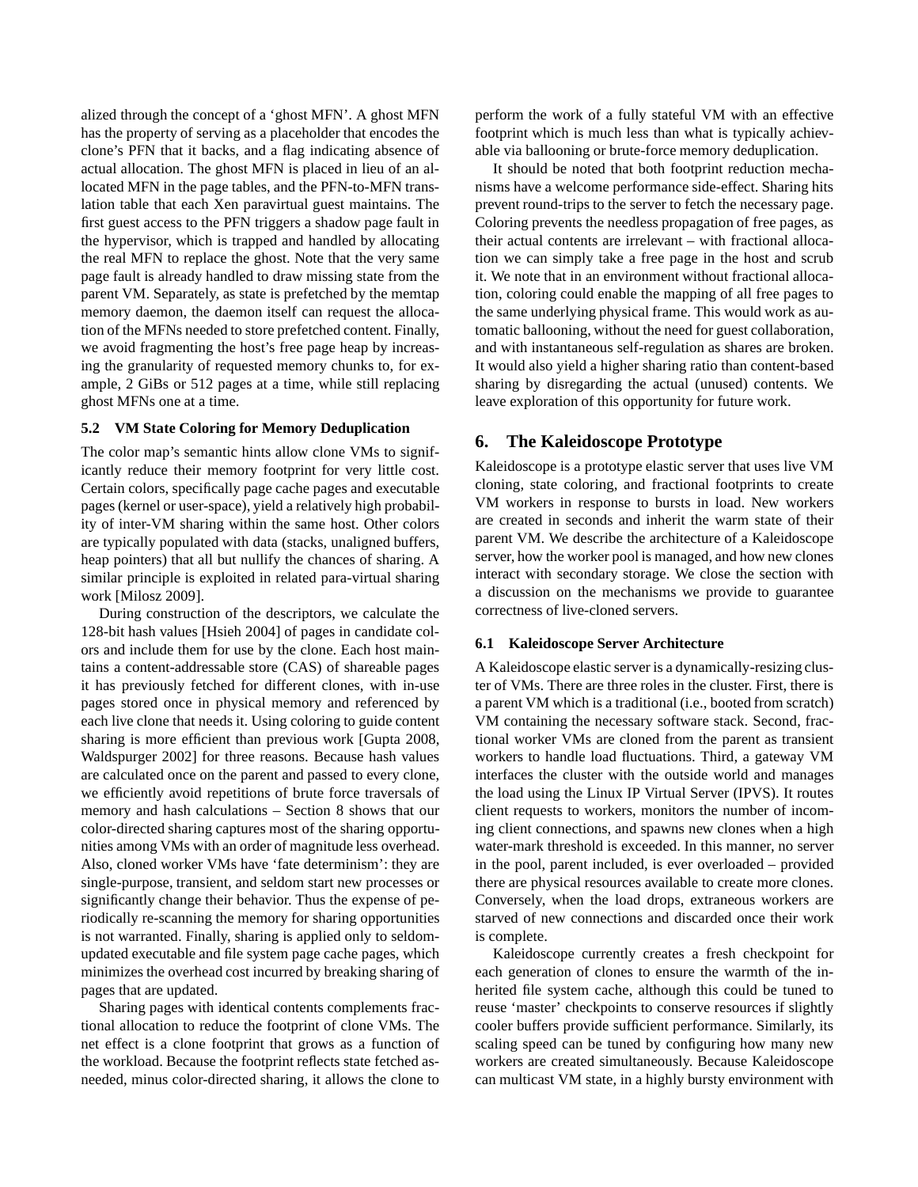alized through the concept of a 'ghost MFN'. A ghost MFN has the property of serving as a placeholder that encodes the clone's PFN that it backs, and a flag indicating absence of actual allocation. The ghost MFN is placed in lieu of an allocated MFN in the page tables, and the PFN-to-MFN translation table that each Xen paravirtual guest maintains. The first guest access to the PFN triggers a shadow page fault in the hypervisor, which is trapped and handled by allocating the real MFN to replace the ghost. Note that the very same page fault is already handled to draw missing state from the parent VM. Separately, as state is prefetched by the memtap memory daemon, the daemon itself can request the allocation of the MFNs needed to store prefetched content. Finally, we avoid fragmenting the host's free page heap by increasing the granularity of requested memory chunks to, for example, 2 GiBs or 512 pages at a time, while still replacing ghost MFNs one at a time.

### 5.2 VM State Coloring for Memory Deduplication

The color map's semantic hints allow clone VMs to significantly reduce their memory footprint for very little cost. Certain colors, specifically page cache pages and executable pages (kernel or user-space), yield a relatively high probability of inter-VM sharing within the same host. Other colors are typically populated with data (stacks, unaligned buffers, heap pointers) that all but nullify the chances of sharing. A similar principle is exploited in related para-virtual sharing work [Milosz 2009].

During construction of the descriptors, we calculate the 128-bit hash values [Hsieh 2004] of pages in candidate colors and include them for use by the clone. Each host maintains a content-addressable store (CAS) of shareable pages it has previously fetched for different clones, with in-use pages stored once in physical memory and referenced by each live clone that needs it. Using coloring to guide content sharing is more efficient than previous work [Gupta 2008, Waldspurger 2002] for three reasons. Because hash values are calculated once on the parent and passed to every clone, we efficiently avoid repetitions of brute force traversals of memory and hash calculations – Section 8 shows that our color-directed sharing captures most of the sharing opportunities among VMs with an order of magnitude less overhead. Also, cloned worker VMs have 'fate determinism': they are single-purpose, transient, and seldom start new processes or significantly change their behavior. Thus the expense of periodically re-scanning the memory for sharing opportunities is not warranted. Finally, sharing is applied only to seldom-updated executable and file system page cache pages, which minimizes the overhead cost incurred by breaking sharing of pages that are updated.

Sharing pages with identical contents complements fractional allocation to reduce the footprint of clone VMs. The net effect is a clone footprint that grows as a function of the workload. Because the footprint reflects state fetched as-needed, minus color-directed sharing, it allows the clone to perform the work of a fully stateful VM with an effective footprint which is much less than what is typically achievable via ballooning or brute-force memory deduplication.

It should be noted that both footprint reduction mechanisms have a welcome performance side-effect. Sharing hits prevent round-trips to the server to fetch the necessary page. Coloring prevents the needless propagation of free pages, as their actual contents are irrelevant – with fractional allocation we can simply take a free page in the host and scrub it. We note that in an environment without fractional allocation, coloring could enable the mapping of all free pages to the same underlying physical frame. This would work as automatic ballooning, without the need for guest collaboration, and with instantaneous self-regulation as shares are broken. It would also yield a higher sharing ratio than content-based sharing by disregarding the actual (unused) contents. We leave exploration of this opportunity for future work.

## 6. The Kaleidoscope Prototype

Kaleidoscope is a prototype elastic server that uses live VM cloning, state coloring, and fractional footprints to create VM workers in response to bursts in load. New workers are created in seconds and inherit the warm state of their parent VM. We describe the architecture of a Kaleidoscope server, how the worker pool is managed, and how new clones interact with secondary storage. We close the section with a discussion on the mechanisms we provide to guarantee correctness of live-cloned servers.

### 6.1 Kaleidoscope Server Architecture

A Kaleidoscope elastic server is a dynamically-resizing cluster of VMs. There are three roles in the cluster. First, there is a parent VM which is a traditional (i.e., booted from scratch) VM containing the necessary software stack. Second, fractional worker VMs are cloned from the parent as transient workers to handle load fluctuations. Third, a gateway VM interfaces the cluster with the outside world and manages the load using the Linux IP Virtual Server (IPVS). It routes client requests to workers, monitors the number of incoming client connections, and spawns new clones when a high water-mark threshold is exceeded. In this manner, no server in the pool, parent included, is ever overloaded – provided there are physical resources available to create more clones. Conversely, when the load drops, extraneous workers are starved of new connections and discarded once their work is complete.

Kaleidoscope currently creates a fresh checkpoint for each generation of clones to ensure the warmth of the inherited file system cache, although this could be tuned to reuse 'master' checkpoints to conserve resources if slightly cooler buffers provide sufficient performance. Similarly, its scaling speed can be tuned by configuring how many new workers are created simultaneously. Because Kaleidoscope can multicast VM state, in a highly bursty environment with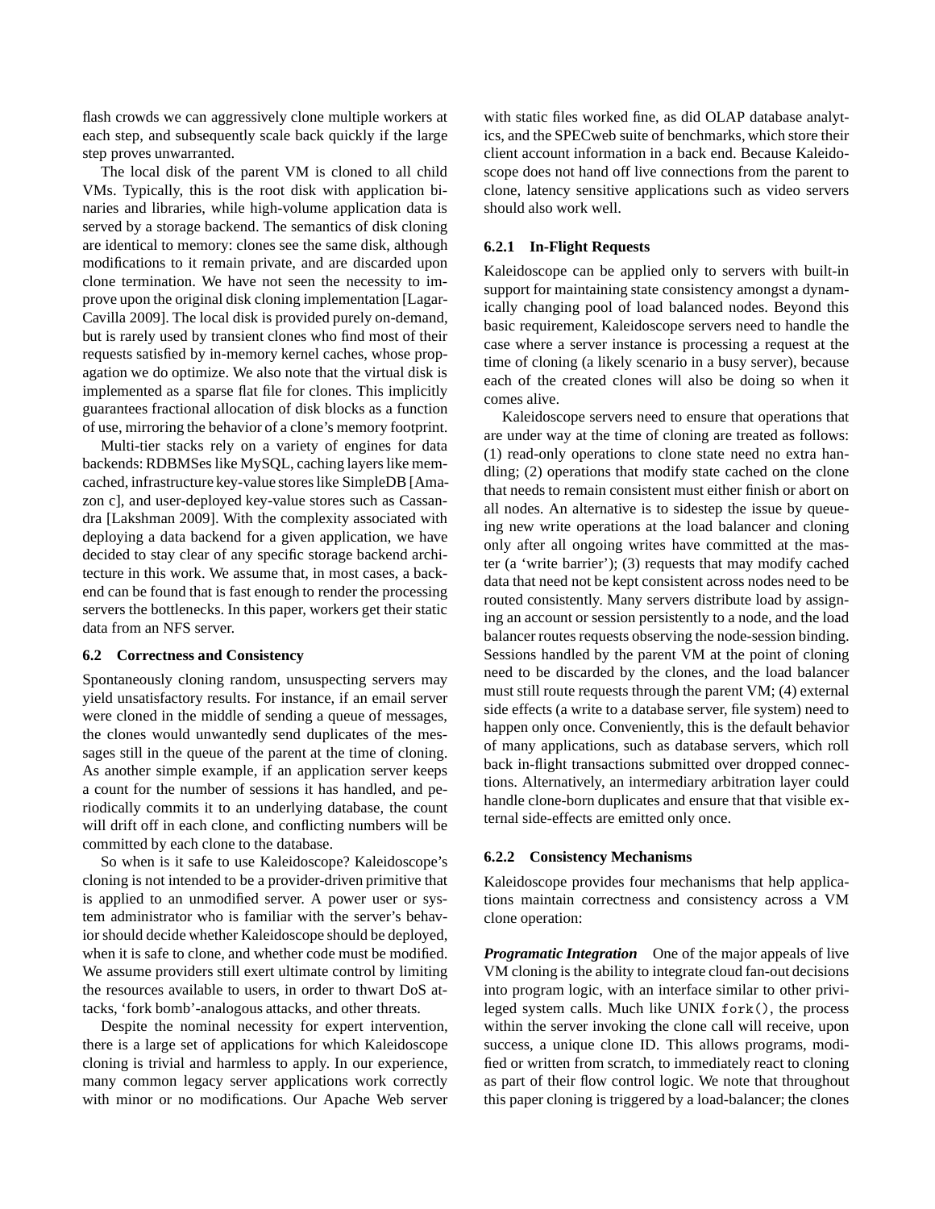flash crowds we can aggressively clone multiple workers at each step, and subsequently scale back quickly if the large step proves unwarranted.

The local disk of the parent VM is cloned to all child VMs. Typically, this is the root disk with application binaries and libraries, while high-volume application data is served by a storage backend. The semantics of disk cloning are identical to memory: clones see the same disk, although modifications to it remain private, and are discarded upon clone termination. We have not seen the necessity to improve upon the original disk cloning implementation [Lagar-Cavilla 2009]. The local disk is provided purely on-demand, but is rarely used by transient clones who find most of their requests satisfied by in-memory kernel caches, whose propagation we do optimize. We also note that the virtual disk is implemented as a sparse flat file for clones. This implicitly guarantees fractional allocation of disk blocks as a function of use, mirroring the behavior of a clone's memory footprint.

Multi-tier stacks rely on a variety of engines for data backends: RDBMSes like MySQL, caching layers like memcached, infrastructure key-value stores like SimpleDB [Amazon c], and user-deployed key-value stores such as Cassandra [Lakshman 2009]. With the complexity associated with deploying a data backend for a given application, we have decided to stay clear of any specific storage backend architecture in this work. We assume that, in most cases, a backend can be found that is fast enough to render the processing servers the bottlenecks. In this paper, workers get their static data from an NFS server.

### 6.2 Correctness and Consistency

Spontaneously cloning random, unsuspecting servers may yield unsatisfactory results. For instance, if an email server were cloned in the middle of sending a queue of messages, the clones would unwantedly send duplicates of the messages still in the queue of the parent at the time of cloning. As another simple example, if an application server keeps a count for the number of sessions it has handled, and periodically commits it to an underlying database, the count will drift off in each clone, and conflicting numbers will be committed by each clone to the database.

So when is it safe to use Kaleidoscope? Kaleidoscope's cloning is not intended to be a provider-driven primitive that is applied to an unmodified server. A power user or system administrator who is familiar with the server's behavior should decide whether Kaleidoscope should be deployed, when it is safe to clone, and whether code must be modified. We assume providers still exert ultimate control by limiting the resources available to users, in order to thwart DoS attacks, 'fork bomb'-analogous attacks, and other threats.

Despite the nominal necessity for expert intervention, there is a large set of applications for which Kaleidoscope cloning is trivial and harmless to apply. In our experience, many common legacy server applications work correctly with minor or no modifications. Our Apache Web server with static files worked fine, as did OLAP database analytics, and the SPECweb suite of benchmarks, which store their client account information in a back end. Because Kaleidoscope does not hand off live connections from the parent to clone, latency sensitive applications such as video servers should also work well.

#### 6.2.1 In-Flight Requests

Kaleidoscope can be applied only to servers with built-in support for maintaining state consistency amongst a dynamically changing pool of load balanced nodes. Beyond this basic requirement, Kaleidoscope servers need to handle the case where a server instance is processing a request at the time of cloning (a likely scenario in a busy server), because each of the created clones will also be doing so when it comes alive.

Kaleidoscope servers need to ensure that operations that are under way at the time of cloning are treated as follows: (1) read-only operations to clone state need no extra handling; (2) operations that modify state cached on the clone that needs to remain consistent must either finish or abort on all nodes. An alternative is to sidestep the issue by queueing new write operations at the load balancer and cloning only after all ongoing writes have committed at the master (a 'write barrier'); (3) requests that may modify cached data that need not be kept consistent across nodes need to be routed consistently. Many servers distribute load by assigning an account or session persistently to a node, and the load balancer routes requests observing the node-session binding. Sessions handled by the parent VM at the point of cloning need to be discarded by the clones, and the load balancer must still route requests through the parent VM; (4) external side effects (a write to a database server, file system) need to happen only once. Conveniently, this is the default behavior of many applications, such as database servers, which roll back in-flight transactions submitted over dropped connections. Alternatively, an intermediary arbitration layer could handle clone-born duplicates and ensure that that visible external side-effects are emitted only once.

#### 6.2.2 Consistency Mechanisms

Kaleidoscope provides four mechanisms that help applications maintain correctness and consistency across a VM clone operation:

***Programatic Integration*** One of the major appeals of live VM cloning is the ability to integrate cloud fan-out decisions into program logic, with an interface similar to other privileged system calls. Much like UNIX `fork()`, the process within the server invoking the clone call will receive, upon success, a unique clone ID. This allows programs, modified or written from scratch, to immediately react to cloning as part of their flow control logic. We note that throughout this paper cloning is triggered by a load-balancer; the clones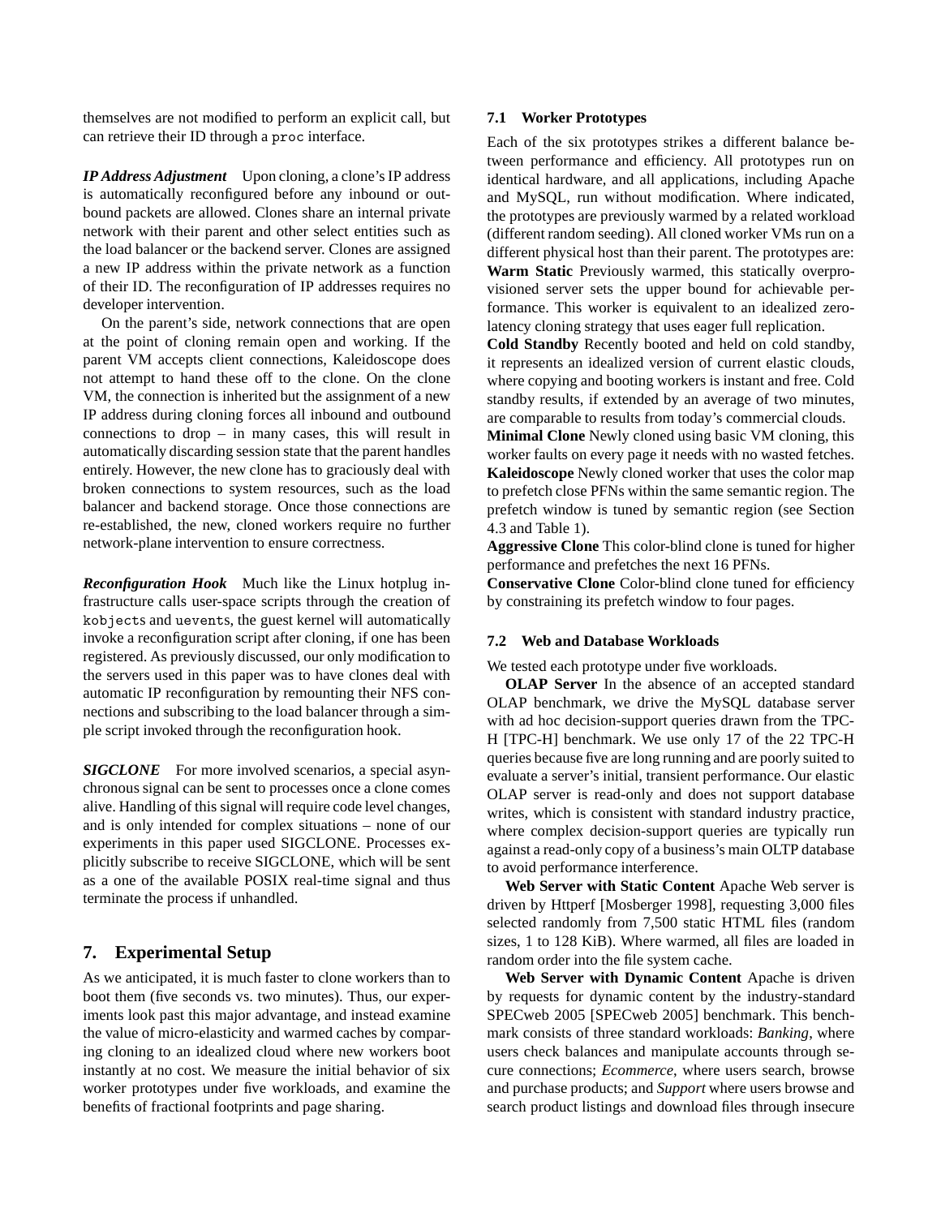themselves are not modified to perform an explicit call, but can retrieve their ID through a proc interface.

***IP Address Adjustment*** Upon cloning, a clone's IP address is automatically reconfigured before any inbound or outbound packets are allowed. Clones share an internal private network with their parent and other select entities such as the load balancer or the backend server. Clones are assigned a new IP address within the private network as a function of their ID. The reconfiguration of IP addresses requires no developer intervention.

On the parent's side, network connections that are open at the point of cloning remain open and working. If the parent VM accepts client connections, Kaleidoscope does not attempt to hand these off to the clone. On the clone VM, the connection is inherited but the assignment of a new IP address during cloning forces all inbound and outbound connections to drop – in many cases, this will result in automatically discarding session state that the parent handles entirely. However, the new clone has to graciously deal with broken connections to system resources, such as the load balancer and backend storage. Once those connections are re-established, the new, cloned workers require no further network-plane intervention to ensure correctness.

***Reconfiguration Hook*** Much like the Linux hotplug infrastructure calls user-space scripts through the creation of kobjects and uevents, the guest kernel will automatically invoke a reconfiguration script after cloning, if one has been registered. As previously discussed, our only modification to the servers used in this paper was to have clones deal with automatic IP reconfiguration by remounting their NFS connections and subscribing to the load balancer through a simple script invoked through the reconfiguration hook.

***SIGCLONE*** For more involved scenarios, a special asynchronous signal can be sent to processes once a clone comes alive. Handling of this signal will require code level changes, and is only intended for complex situations – none of our experiments in this paper used SIGCLONE. Processes explicitly subscribe to receive SIGCLONE, which will be sent as a one of the available POSIX real-time signal and thus terminate the process if unhandled.

## 7. Experimental Setup

As we anticipated, it is much faster to clone workers than to boot them (five seconds vs. two minutes). Thus, our experiments look past this major advantage, and instead examine the value of micro-elasticity and warmed caches by comparing cloning to an idealized cloud where new workers boot instantly at no cost. We measure the initial behavior of six worker prototypes under five workloads, and examine the benefits of fractional footprints and page sharing.

### 7.1 Worker Prototypes

Each of the six prototypes strikes a different balance between performance and efficiency. All prototypes run on identical hardware, and all applications, including Apache and MySQL, run without modification. Where indicated, the prototypes are previously warmed by a related workload (different random seeding). All cloned worker VMs run on a different physical host than their parent. The prototypes are:

**Warm Static** Previously warmed, this statically overprovisioned server sets the upper bound for achievable performance. This worker is equivalent to an idealized zero-latency cloning strategy that uses eager full replication.

**Cold Standby** Recently booted and held on cold standby, it represents an idealized version of current elastic clouds, where copying and booting workers is instant and free. Cold standby results, if extended by an average of two minutes, are comparable to results from today's commercial clouds.

**Minimal Clone** Newly cloned using basic VM cloning, this worker faults on every page it needs with no wasted fetches.

**Kaleidoscope** Newly cloned worker that uses the color map to prefetch close PFNs within the same semantic region. The prefetch window is tuned by semantic region (see Section 4.3 and Table 1).

**Aggressive Clone** This color-blind clone is tuned for higher performance and prefetches the next 16 PFNs.

**Conservative Clone** Color-blind clone tuned for efficiency by constraining its prefetch window to four pages.

### 7.2 Web and Database Workloads

We tested each prototype under five workloads.

**OLAP Server** In the absence of an accepted standard OLAP benchmark, we drive the MySQL database server with ad hoc decision-support queries drawn from the TPC-H [TPC-H] benchmark. We use only 17 of the 22 TPC-H queries because five are long running and are poorly suited to evaluate a server's initial, transient performance. Our elastic OLAP server is read-only and does not support database writes, which is consistent with standard industry practice, where complex decision-support queries are typically run against a read-only copy of a business's main OLTP database to avoid performance interference.

**Web Server with Static Content** Apache Web server is driven by Httperf [Mosberger 1998], requesting 3,000 files selected randomly from 7,500 static HTML files (random sizes, 1 to 128 KiB). Where warmed, all files are loaded in random order into the file system cache.

**Web Server with Dynamic Content** Apache is driven by requests for dynamic content by the industry-standard SPECweb 2005 [SPECweb 2005] benchmark. This benchmark consists of three standard workloads: *Banking*, where users check balances and manipulate accounts through secure connections; *Ecommerce*, where users search, browse and purchase products; and *Support* where users browse and search product listings and download files through insecure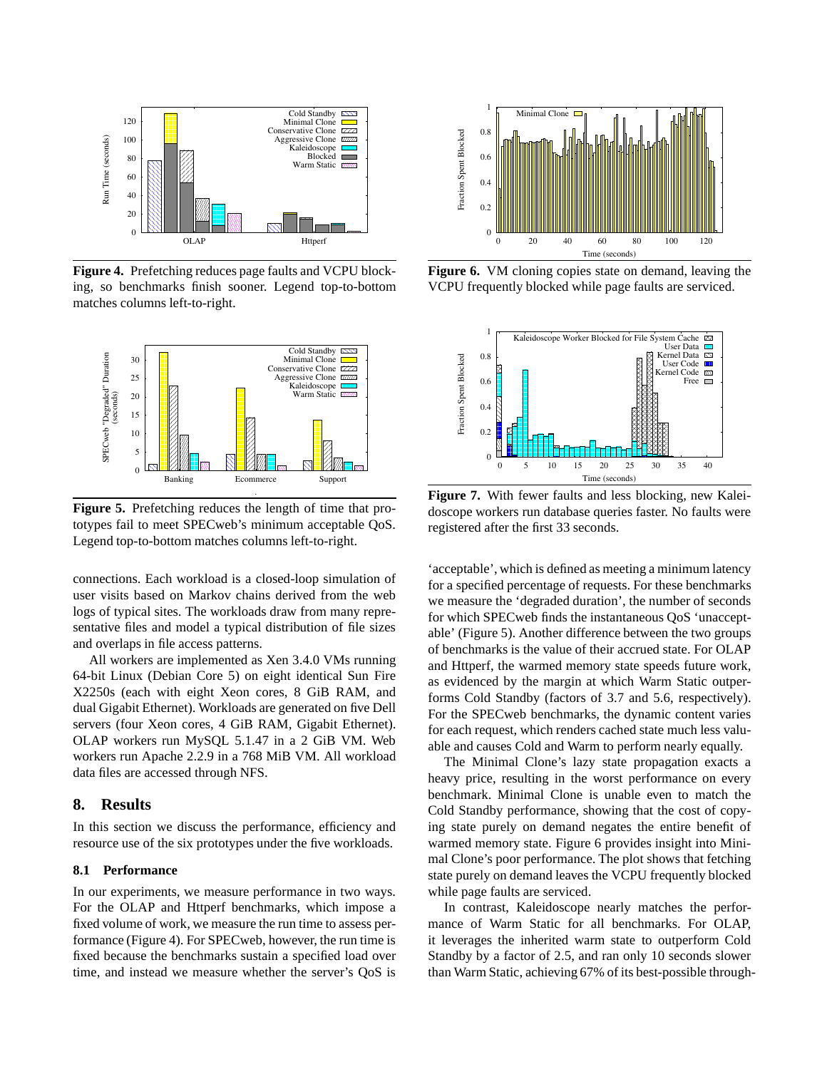Figure 4. Prefetching reduces page faults and VCPU blocking, so benchmarks finish sooner. Legend top-to-bottom matches columns left-to-right.

Figure 5. Prefetching reduces the length of time that prototypes fail to meet SPECweb's minimum acceptable QoS. Legend top-to-bottom matches columns left-to-right.

connections. Each workload is a closed-loop simulation of user visits based on Markov chains derived from the web logs of typical sites. The workloads draw from many representative files and model a typical distribution of file sizes and overlaps in file access patterns.

All workers are implemented as Xen 3.4.0 VMs running 64-bit Linux (Debian Core 5) on eight identical Sun Fire X2250s (each with eight Xeon cores, 8 GiB RAM, and dual Gigabit Ethernet). Workloads are generated on five Dell servers (four Xeon cores, 4 GiB RAM, Gigabit Ethernet). OLAP workers run MySQL 5.1.47 in a 2 GiB VM. Web workers run Apache 2.2.9 in a 768 MiB VM. All workload data files are accessed through NFS.

## 8. Results

In this section we discuss the performance, efficiency and resource use of the six prototypes under the five workloads.

### 8.1 Performance

In our experiments, we measure performance in two ways. For the OLAP and Httperf benchmarks, which impose a fixed volume of work, we measure the run time to assess performance (Figure 4). For SPECweb, however, the run time is fixed because the benchmarks sustain a specified load over time, and instead we measure whether the server's QoS is

Figure 6. VM cloning copies state on demand, leaving the VCPU frequently blocked while page faults are serviced.

Figure 7. With fewer faults and less blocking, new Kaleidoscope workers run database queries faster. No faults were registered after the first 33 seconds.

'acceptable', which is defined as meeting a minimum latency for a specified percentage of requests. For these benchmarks we measure the 'degraded duration', the number of seconds for which SPECweb finds the instantaneous QoS 'unacceptable' (Figure 5). Another difference between the two groups of benchmarks is the value of their accrued state. For OLAP and Httperf, the warmed memory state speeds future work, as evidenced by the margin at which Warm Static outperforms Cold Standby (factors of 3.7 and 5.6, respectively). For the SPECweb benchmarks, the dynamic content varies for each request, which renders cached state much less valuable and causes Cold and Warm to perform nearly equally.

The Minimal Clone's lazy state propagation exacts a heavy price, resulting in the worst performance on every benchmark. Minimal Clone is unable even to match the Cold Standby performance, showing that the cost of copying state purely on demand negates the entire benefit of warmed memory state. Figure 6 provides insight into Minimal Clone's poor performance. The plot shows that fetching state purely on demand leaves the VCPU frequently blocked while page faults are serviced.

In contrast, Kaleidoscope nearly matches the performance of Warm Static for all benchmarks. For OLAP, it leverages the inherited warm state to outperform Cold Standby by a factor of 2.5, and ran only 10 seconds slower than Warm Static, achieving 67% of its best-possible through-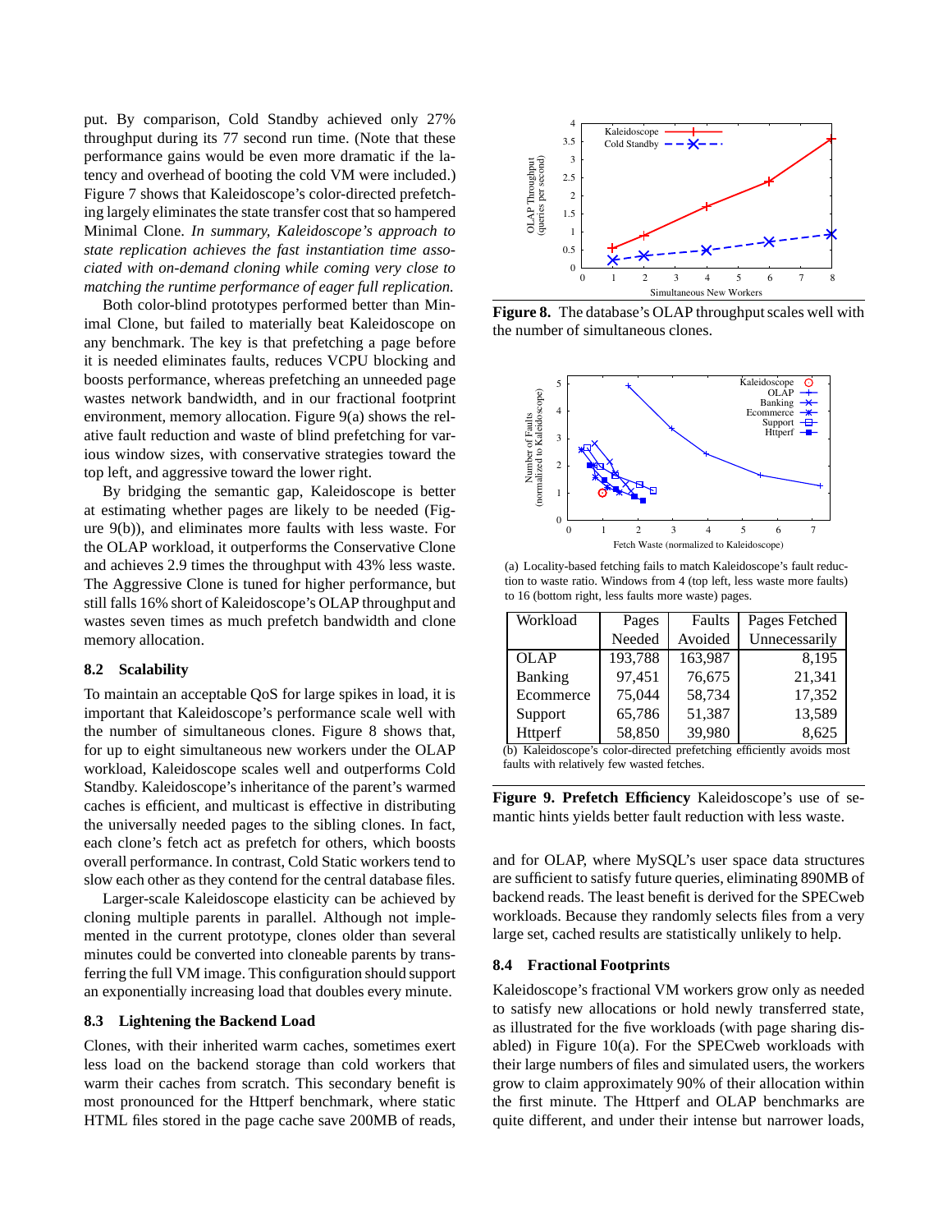put. By comparison, Cold Standby achieved only 27% throughput during its 77 second run time. (Note that these performance gains would be even more dramatic if the latency and overhead of booting the cold VM were included.) Figure 7 shows that Kaleidoscope's color-directed prefetching largely eliminates the state transfer cost that so hampered Minimal Clone. *In summary, Kaleidoscope's approach to state replication achieves the fast instantiation time associated with on-demand cloning while coming very close to matching the runtime performance of eager full replication.*

Both color-blind prototypes performed better than Minimal Clone, but failed to materially beat Kaleidoscope on any benchmark. The key is that prefetching a page before it is needed eliminates faults, reduces VCPU blocking and boosts performance, whereas prefetching an unneeded page wastes network bandwidth, and in our fractional footprint environment, memory allocation. Figure 9(a) shows the relative fault reduction and waste of blind prefetching for various window sizes, with conservative strategies toward the top left, and aggressive toward the lower right.

By bridging the semantic gap, Kaleidoscope is better at estimating whether pages are likely to be needed (Figure 9(b)), and eliminates more faults with less waste. For the OLAP workload, it outperforms the Conservative Clone and achieves 2.9 times the throughput with 43% less waste. The Aggressive Clone is tuned for higher performance, but still falls 16% short of Kaleidoscope's OLAP throughput and wastes seven times as much prefetch bandwidth and clone memory allocation.

### 8.2 Scalability

To maintain an acceptable QoS for large spikes in load, it is important that Kaleidoscope's performance scale well with the number of simultaneous clones. Figure 8 shows that, for up to eight simultaneous new workers under the OLAP workload, Kaleidoscope scales well and outperforms Cold Standby. Kaleidoscope's inheritance of the parent's warmed caches is efficient, and multicast is effective in distributing the universally needed pages to the sibling clones. In fact, each clone's fetch act as prefetch for others, which boosts overall performance. In contrast, Cold Static workers tend to slow each other as they contend for the central database files.

Larger-scale Kaleidoscope elasticity can be achieved by cloning multiple parents in parallel. Although not implemented in the current prototype, clones older than several minutes could be converted into cloneable parents by transferring the full VM image. This configuration should support an exponentially increasing load that doubles every minute.

### 8.3 Lightening the Backend Load

Clones, with their inherited warm caches, sometimes exert less load on the backend storage than cold workers that warm their caches from scratch. This secondary benefit is most pronounced for the Httperf benchmark, where static HTML files stored in the page cache save 200MB of reads, and for OLAP, where MySQL's user space data structures are sufficient to satisfy future queries, eliminating 890MB of backend reads. The least benefit is derived for the SPECweb workloads. Because they randomly selects files from a very large set, cached results are statistically unlikely to help.

### 8.4 Fractional Footprints

Kaleidoscope's fractional VM workers grow only as needed to satisfy new allocations or hold newly transferred state, as illustrated for the five workloads (with page sharing disabled) in Figure 10(a). For the SPECweb workloads with their large numbers of files and simulated users, the workers grow to claim approximately 90% of their allocation within the first minute. The Httperf and OLAP benchmarks are quite different, and under their intense but narrower loads,

**Figure 8.** The database's OLAP throughput scales well with the number of simultaneous clones.

(a) Locality-based fetching fails to match Kaleidoscope's fault reduction to waste ratio. Windows from 4 (top left, less waste more faults) to 16 (bottom right, less faults more waste) pages.

| Workload | Pages Needed | Faults Avoided | Pages Fetched Unnecessarily |
|---|---|---|---|
| OLAP | 193,788 | 163,987 | 8,195 |
| Banking | 97,451 | 76,675 | 21,341 |
| Ecommerce | 75,044 | 58,734 | 17,352 |
| Support | 65,786 | 51,387 | 13,589 |
| Httperf | 58,850 | 39,980 | 8,625 |

(b) Kaleidoscope's color-directed prefetching efficiently avoids most faults with relatively few wasted fetches.

**Figure 9. Prefetch Efficiency** Kaleidoscope's use of semantic hints yields better fault reduction with less waste.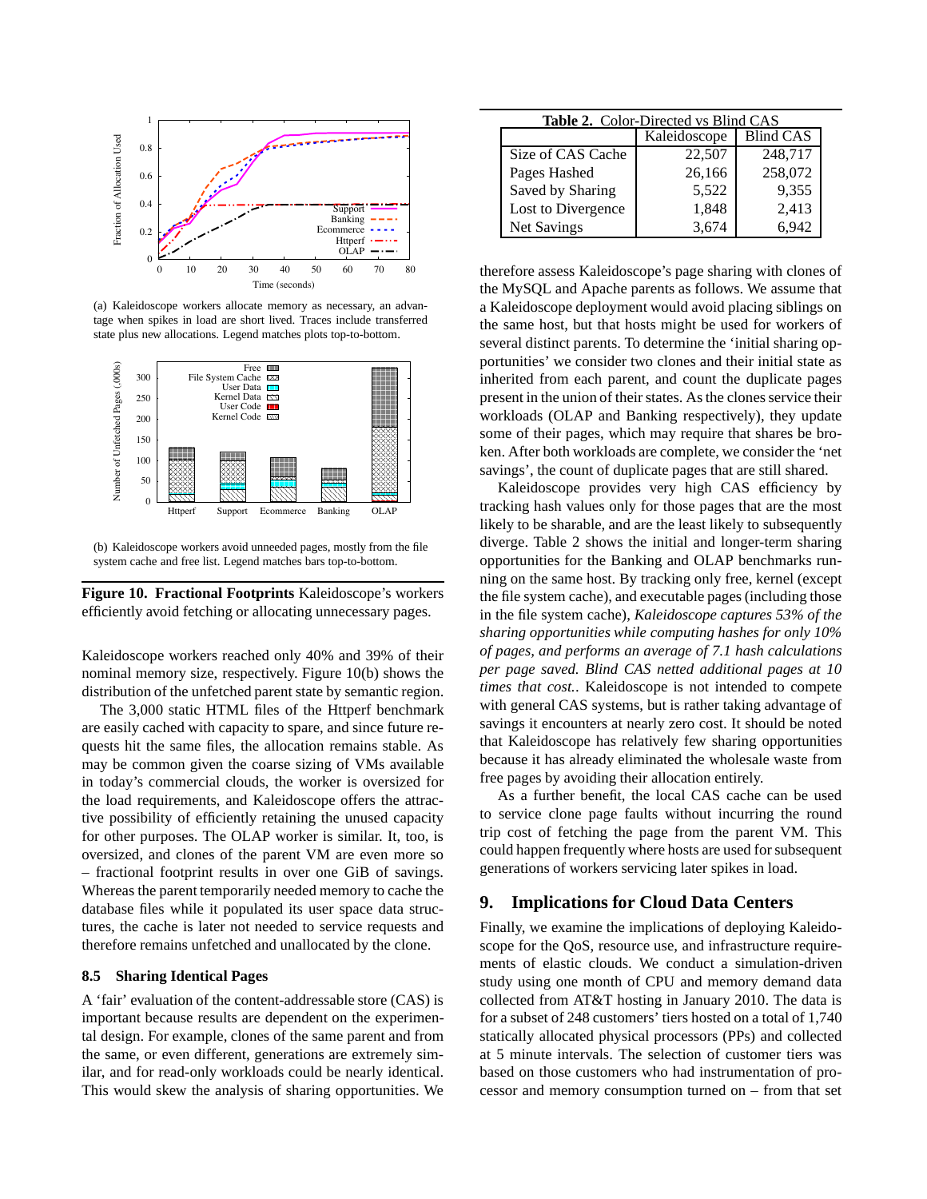(a) Kaleidoscope workers allocate memory as necessary, an advantage when spikes in load are short lived. Traces include transferred state plus new allocations. Legend matches plots top-to-bottom.

(b) Kaleidoscope workers avoid unneeded pages, mostly from the file system cache and free list. Legend matches bars top-to-bottom.

**Figure 10. Fractional Footprints** Kaleidoscope's workers efficiently avoid fetching or allocating unnecessary pages.

Kaleidoscope workers reached only 40% and 39% of their nominal memory size, respectively. Figure 10(b) shows the distribution of the unfetched parent state by semantic region.

The 3,000 static HTML files of the Httperf benchmark are easily cached with capacity to spare, and since future requests hit the same files, the allocation remains stable. As may be common given the coarse sizing of VMs available in today's commercial clouds, the worker is oversized for the load requirements, and Kaleidoscope offers the attractive possibility of efficiently retaining the unused capacity for other purposes. The OLAP worker is similar. It, too, is oversized, and clones of the parent VM are even more so – fractional footprint results in over one GiB of savings. Whereas the parent temporarily needed memory to cache the database files while it populated its user space data structures, the cache is later not needed to service requests and therefore remains unfetched and unallocated by the clone.

### 8.5 Sharing Identical Pages

A 'fair' evaluation of the content-addressable store (CAS) is important because results are dependent on the experimental design. For example, clones of the same parent and from the same, or even different, generations are extremely similar, and for read-only workloads could be nearly identical. This would skew the analysis of sharing opportunities. We therefore assess Kaleidoscope's page sharing with clones of the MySQL and Apache parents as follows. We assume that a Kaleidoscope deployment would avoid placing siblings on the same host, but that hosts might be used for workers of several distinct parents. To determine the 'initial sharing opportunities' we consider two clones and their initial state as inherited from each parent, and count the duplicate pages present in the union of their states. As the clones service their workloads (OLAP and Banking respectively), they update some of their pages, which may require that shares be broken. After both workloads are complete, we consider the 'net savings', the count of duplicate pages that are still shared.

**Table 2.** Color-Directed vs Blind CAS

| | Kaleidoscope | Blind CAS |
|---|---|---|
| Size of CAS Cache | 22,507 | 248,717 |
| Pages Hashed | 26,166 | 258,072 |
| Saved by Sharing | 5,522 | 9,355 |
| Lost to Divergence | 1,848 | 2,413 |
| Net Savings | 3,674 | 6,942 |

Kaleidoscope provides very high CAS efficiency by tracking hash values only for those pages that are the most likely to be sharable, and are the least likely to subsequently diverge. Table 2 shows the initial and longer-term sharing opportunities for the Banking and OLAP benchmarks running on the same host. By tracking only free, kernel (except the file system cache), and executable pages (including those in the file system cache), *Kaleidoscope captures 53% of the sharing opportunities while computing hashes for only 10% of pages, and performs an average of 7.1 hash calculations per page saved. Blind CAS netted additional pages at 10 times that cost.*. Kaleidoscope is not intended to compete with general CAS systems, but is rather taking advantage of savings it encounters at nearly zero cost. It should be noted that Kaleidoscope has relatively few sharing opportunities because it has already eliminated the wholesale waste from free pages by avoiding their allocation entirely.

As a further benefit, the local CAS cache can be used to service clone page faults without incurring the round trip cost of fetching the page from the parent VM. This could happen frequently where hosts are used for subsequent generations of workers servicing later spikes in load.

## 9. Implications for Cloud Data Centers

Finally, we examine the implications of deploying Kaleidoscope for the QoS, resource use, and infrastructure requirements of elastic clouds. We conduct a simulation-driven study using one month of CPU and memory demand data collected from AT&T hosting in January 2010. The data is for a subset of 248 customers' tiers hosted on a total of 1,740 statically allocated physical processors (PPs) and collected at 5 minute intervals. The selection of customer tiers was based on those customers who had instrumentation of processor and memory consumption turned on – from that set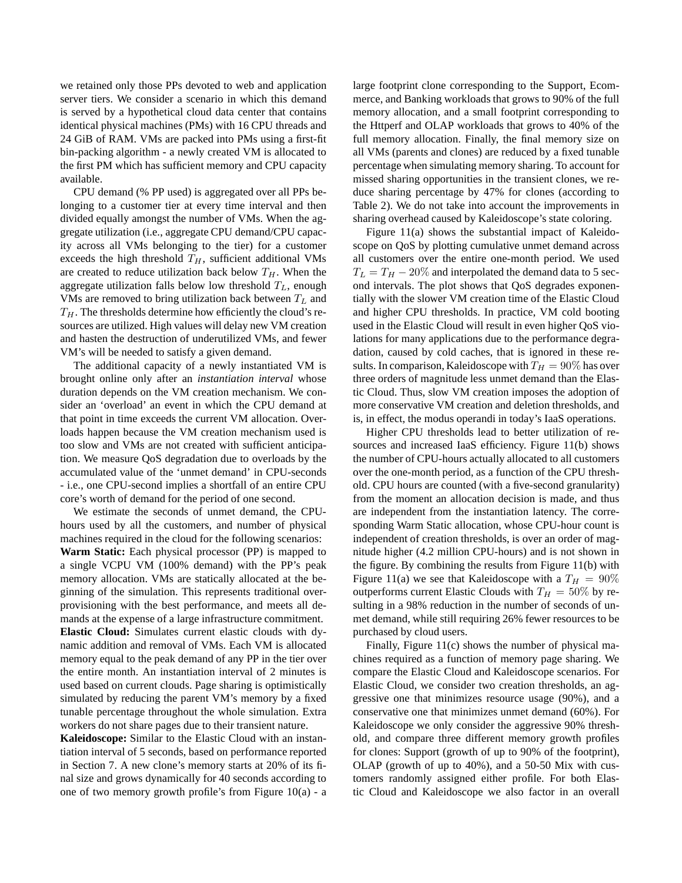we retained only those PPs devoted to web and application server tiers. We consider a scenario in which this demand is served by a hypothetical cloud data center that contains identical physical machines (PMs) with 16 CPU threads and 24 GiB of RAM. VMs are packed into PMs using a first-fit bin-packing algorithm - a newly created VM is allocated to the first PM which has sufficient memory and CPU capacity available.

CPU demand (% PP used) is aggregated over all PPs belonging to a customer tier at every time interval and then divided equally amongst the number of VMs. When the aggregate utilization (i.e., aggregate CPU demand/CPU capacity across all VMs belonging to the tier) for a customer exceeds the high threshold $T_H$, sufficient additional VMs are created to reduce utilization back below $T_H$. When the aggregate utilization falls below low threshold $T_L$, enough VMs are removed to bring utilization back between $T_L$ and $T_H$. The thresholds determine how efficiently the cloud's resources are utilized. High values will delay new VM creation and hasten the destruction of underutilized VMs, and fewer VM's will be needed to satisfy a given demand.

The additional capacity of a newly instantiated VM is brought online only after an *instantiation interval* whose duration depends on the VM creation mechanism. We consider an 'overload' an event in which the CPU demand at that point in time exceeds the current VM allocation. Overloads happen because the VM creation mechanism used is too slow and VMs are not created with sufficient anticipation. We measure QoS degradation due to overloads by the accumulated value of the 'unmet demand' in CPU-seconds - i.e., one CPU-second implies a shortfall of an entire CPU core's worth of demand for the period of one second.

We estimate the seconds of unmet demand, the CPU-hours used by all the customers, and number of physical machines required in the cloud for the following scenarios:

**Warm Static:** Each physical processor (PP) is mapped to a single VCPU VM (100% demand) with the PP's peak memory allocation. VMs are statically allocated at the beginning of the simulation. This represents traditional over-provisioning with the best performance, and meets all demands at the expense of a large infrastructure commitment.

**Elastic Cloud:** Simulates current elastic clouds with dynamic addition and removal of VMs. Each VM is allocated memory equal to the peak demand of any PP in the tier over the entire month. An instantiation interval of 2 minutes is used based on current clouds. Page sharing is optimistically simulated by reducing the parent VM's memory by a fixed tunable percentage throughout the whole simulation. Extra workers do not share pages due to their transient nature.

**Kaleidoscope:** Similar to the Elastic Cloud with an instantiation interval of 5 seconds, based on performance reported in Section 7. A new clone's memory starts at 20% of its final size and grows dynamically for 40 seconds according to one of two memory growth profile's from Figure 10(a) - a large footprint clone corresponding to the Support, Ecommerce, and Banking workloads that grows to 90% of the full memory allocation, and a small footprint corresponding to the Httperf and OLAP workloads that grows to 40% of the full memory allocation. Finally, the final memory size on all VMs (parents and clones) are reduced by a fixed tunable percentage when simulating memory sharing. To account for missed sharing opportunities in the transient clones, we reduce sharing percentage by 47% for clones (according to Table 2). We do not take into account the improvements in sharing overhead caused by Kaleidoscope's state coloring.

Figure 11(a) shows the substantial impact of Kaleidoscope on QoS by plotting cumulative unmet demand across all customers over the entire one-month period. We used $T_L = T_H - 20\%$ and interpolated the demand data to 5 second intervals. The plot shows that QoS degrades exponentially with the slower VM creation time of the Elastic Cloud and higher CPU thresholds. In practice, VM cold booting used in the Elastic Cloud will result in even higher QoS violations for many applications due to the performance degradation, caused by cold caches, that is ignored in these results. In comparison, Kaleidoscope with $T_H = 90\%$ has over three orders of magnitude less unmet demand than the Elastic Cloud. Thus, slow VM creation imposes the adoption of more conservative VM creation and deletion thresholds, and is, in effect, the modus operandi in today's IaaS operations.

Higher CPU thresholds lead to better utilization of resources and increased IaaS efficiency. Figure 11(b) shows the number of CPU-hours actually allocated to all customers over the one-month period, as a function of the CPU threshold. CPU hours are counted (with a five-second granularity) from the moment an allocation decision is made, and thus are independent from the instantiation latency. The corresponding Warm Static allocation, whose CPU-hour count is independent of creation thresholds, is over an order of magnitude higher (4.2 million CPU-hours) and is not shown in the figure. By combining the results from Figure 11(b) with Figure 11(a) we see that Kaleidoscope with a $T_H = 90\%$ outperforms current Elastic Clouds with $T_H = 50\%$ by resulting in a 98% reduction in the number of seconds of unmet demand, while still requiring 26% fewer resources to be purchased by cloud users.

Finally, Figure 11(c) shows the number of physical machines required as a function of memory page sharing. We compare the Elastic Cloud and Kaleidoscope scenarios. For Elastic Cloud, we consider two creation thresholds, an aggressive one that minimizes resource usage (90%), and a conservative one that minimizes unmet demand (60%). For Kaleidoscope we only consider the aggressive 90% threshold, and compare three different memory growth profiles for clones: Support (growth of up to 90% of the footprint), OLAP (growth of up to 40%), and a 50-50 Mix with customers randomly assigned either profile. For both Elastic Cloud and Kaleidoscope we also factor in an overall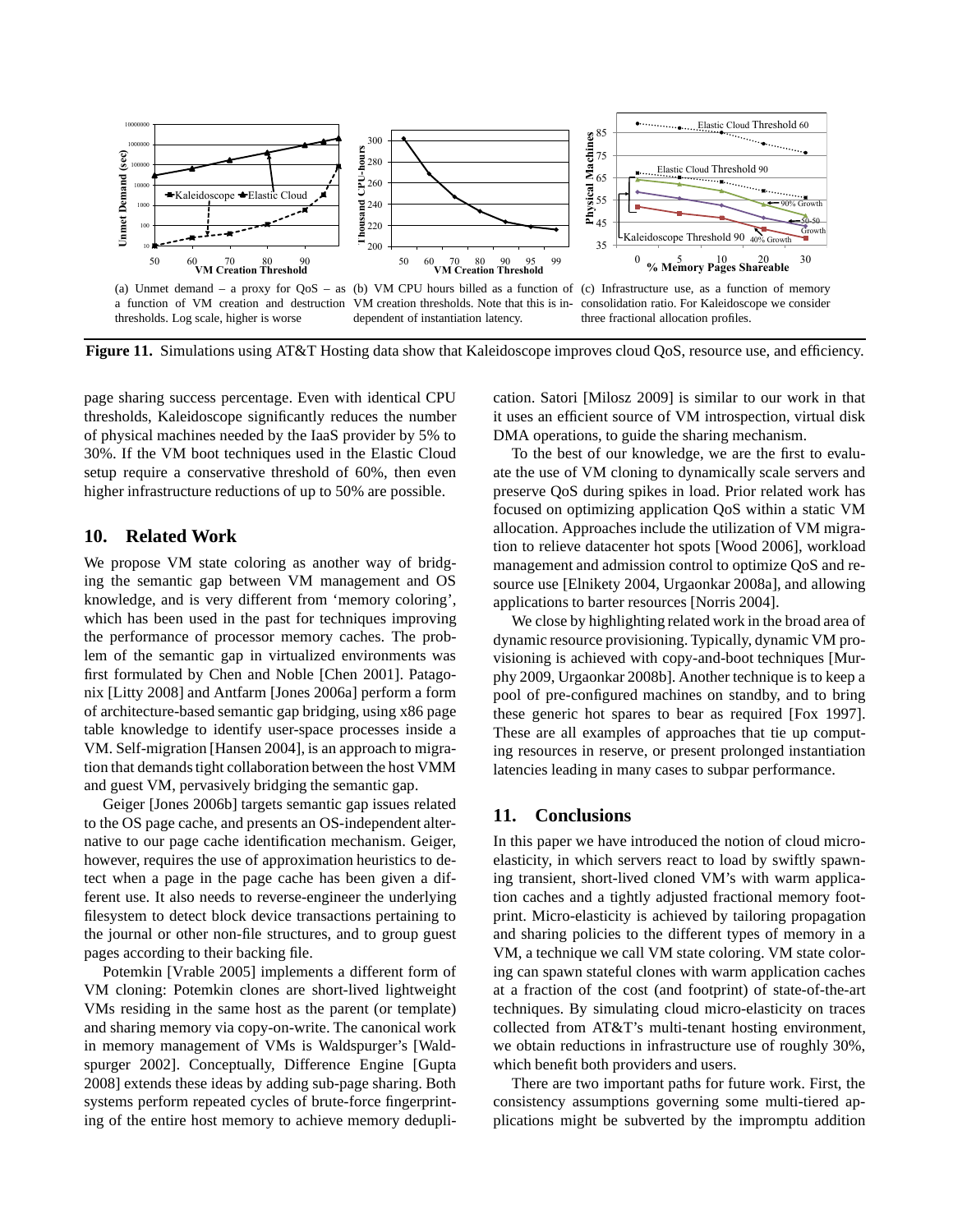(a) Unmet demand – a proxy for QoS – as a function of VM creation and destruction thresholds. Log scale, higher is worse

(b) VM CPU hours billed as a function of VM creation thresholds. Note that this is independent of instantiation latency.

(c) Infrastructure use, as a function of memory consolidation ratio. For Kaleidoscope we consider three fractional allocation profiles.

**Figure 11.** Simulations using AT&T Hosting data show that Kaleidoscope improves cloud QoS, resource use, and efficiency.

page sharing success percentage. Even with identical CPU thresholds, Kaleidoscope significantly reduces the number of physical machines needed by the IaaS provider by 5% to 30%. If the VM boot techniques used in the Elastic Cloud setup require a conservative threshold of 60%, then even higher infrastructure reductions of up to 50% are possible.

## 10. Related Work

We propose VM state coloring as another way of bridging the semantic gap between VM management and OS knowledge, and is very different from 'memory coloring', which has been used in the past for techniques improving the performance of processor memory caches. The problem of the semantic gap in virtualized environments was first formulated by Chen and Noble [Chen 2001]. Patagonix [Litty 2008] and Antfarm [Jones 2006a] perform a form of architecture-based semantic gap bridging, using x86 page table knowledge to identify user-space processes inside a VM. Self-migration [Hansen 2004], is an approach to migration that demands tight collaboration between the host VMM and guest VM, pervasively bridging the semantic gap.

Geiger [Jones 2006b] targets semantic gap issues related to the OS page cache, and presents an OS-independent alternative to our page cache identification mechanism. Geiger, however, requires the use of approximation heuristics to detect when a page in the page cache has been given a different use. It also needs to reverse-engineer the underlying filesystem to detect block device transactions pertaining to the journal or other non-file structures, and to group guest pages according to their backing file.

Potemkin [Vrable 2005] implements a different form of VM cloning: Potemkin clones are short-lived lightweight VMs residing in the same host as the parent (or template) and sharing memory via copy-on-write. The canonical work in memory management of VMs is Waldspurger's [Waldspurger 2002]. Conceptually, Difference Engine [Gupta 2008] extends these ideas by adding sub-page sharing. Both systems perform repeated cycles of brute-force fingerprinting of the entire host memory to achieve memory deduplication. Satori [Milosz 2009] is similar to our work in that it uses an efficient source of VM introspection, virtual disk DMA operations, to guide the sharing mechanism.

To the best of our knowledge, we are the first to evaluate the use of VM cloning to dynamically scale servers and preserve QoS during spikes in load. Prior related work has focused on optimizing application QoS within a static VM allocation. Approaches include the utilization of VM migration to relieve datacenter hot spots [Wood 2006], workload management and admission control to optimize QoS and resource use [Elnikety 2004, Urgaonkar 2008a], and allowing applications to barter resources [Norris 2004].

We close by highlighting related work in the broad area of dynamic resource provisioning. Typically, dynamic VM provisioning is achieved with copy-and-boot techniques [Murphy 2009, Urgaonkar 2008b]. Another technique is to keep a pool of pre-configured machines on standby, and to bring these generic hot spares to bear as required [Fox 1997]. These are all examples of approaches that tie up computing resources in reserve, or present prolonged instantiation latencies leading in many cases to subpar performance.

## 11. Conclusions

In this paper we have introduced the notion of cloud micro-elasticity, in which servers react to load by swiftly spawning transient, short-lived cloned VM's with warm application caches and a tightly adjusted fractional memory footprint. Micro-elasticity is achieved by tailoring propagation and sharing policies to the different types of memory in a VM, a technique we call VM state coloring. VM state coloring can spawn stateful clones with warm application caches at a fraction of the cost (and footprint) of state-of-the-art techniques. By simulating cloud micro-elasticity on traces collected from AT&T's multi-tenant hosting environment, we obtain reductions in infrastructure use of roughly 30%, which benefit both providers and users.

There are two important paths for future work. First, the consistency assumptions governing some multi-tiered applications might be subverted by the impromptu addition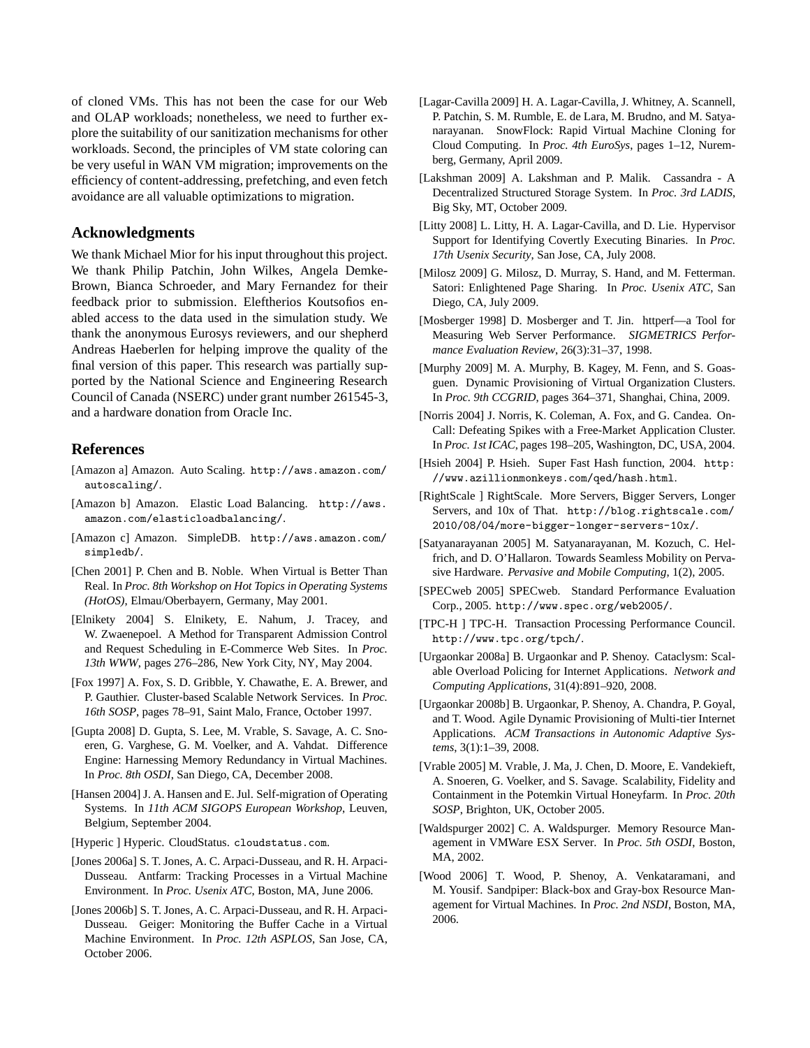of cloned VMs. This has not been the case for our Web and OLAP workloads; nonetheless, we need to further explore the suitability of our sanitization mechanisms for other workloads. Second, the principles of VM state coloring can be very useful in WAN VM migration; improvements on the efficiency of content-addressing, prefetching, and even fetch avoidance are all valuable optimizations to migration.

## Acknowledgments

We thank Michael Mior for his input throughout this project. We thank Philip Patchin, John Wilkes, Angela Demke-Brown, Bianca Schroeder, and Mary Fernandez for their feedback prior to submission. Eleftherios Koutsofios enabled access to the data used in the simulation study. We thank the anonymous Eurosys reviewers, and our shepherd Andreas Haeberlen for helping improve the quality of the final version of this paper. This research was partially supported by the National Science and Engineering Research Council of Canada (NSERC) under grant number 261545-3, and a hardware donation from Oracle Inc.

## References

[Amazon a] Amazon. Auto Scaling. `http://aws.amazon.com/autoscaling/`.

[Amazon b] Amazon. Elastic Load Balancing. `http://aws.amazon.com/elasticloadbalancing/`.

[Amazon c] Amazon. SimpleDB. `http://aws.amazon.com/simpledb/`.

[Chen 2001] P. Chen and B. Noble. When Virtual is Better Than Real. In *Proc. 8th Workshop on Hot Topics in Operating Systems (HotOS)*, Elmau/Oberbayern, Germany, May 2001.

[Elnikety 2004] S. Elnikety, E. Nahum, J. Tracey, and W. Zwaenepoel. A Method for Transparent Admission Control and Request Scheduling in E-Commerce Web Sites. In *Proc. 13th WWW*, pages 276–286, New York City, NY, May 2004.

[Fox 1997] A. Fox, S. D. Gribble, Y. Chawathe, E. A. Brewer, and P. Gauthier. Cluster-based Scalable Network Services. In *Proc. 16th SOSP*, pages 78–91, Saint Malo, France, October 1997.

[Gupta 2008] D. Gupta, S. Lee, M. Vrable, S. Savage, A. C. Snoeren, G. Varghese, G. M. Voelker, and A. Vahdat. Difference Engine: Harnessing Memory Redundancy in Virtual Machines. In *Proc. 8th OSDI*, San Diego, CA, December 2008.

[Hansen 2004] J. A. Hansen and E. Jul. Self-migration of Operating Systems. In *11th ACM SIGOPS European Workshop*, Leuven, Belgium, September 2004.

[Hyperic ] Hyperic. CloudStatus. `cloudstatus.com`.

[Jones 2006a] S. T. Jones, A. C. Arpaci-Dusseau, and R. H. Arpaci-Dusseau. Antfarm: Tracking Processes in a Virtual Machine Environment. In *Proc. Usenix ATC*, Boston, MA, June 2006.

[Jones 2006b] S. T. Jones, A. C. Arpaci-Dusseau, and R. H. Arpaci-Dusseau. Geiger: Monitoring the Buffer Cache in a Virtual Machine Environment. In *Proc. 12th ASPLOS*, San Jose, CA, October 2006.

[Lagar-Cavilla 2009] H. A. Lagar-Cavilla, J. Whitney, A. Scannell, P. Patchin, S. M. Rumble, E. de Lara, M. Brudno, and M. Satyanarayanan. SnowFlock: Rapid Virtual Machine Cloning for Cloud Computing. In *Proc. 4th EuroSys*, pages 1–12, Nuremberg, Germany, April 2009.

[Lakshman 2009] A. Lakshman and P. Malik. Cassandra - A Decentralized Structured Storage System. In *Proc. 3rd LADIS*, Big Sky, MT, October 2009.

[Litty 2008] L. Litty, H. A. Lagar-Cavilla, and D. Lie. Hypervisor Support for Identifying Covertly Executing Binaries. In *Proc. 17th Usenix Security*, San Jose, CA, July 2008.

[Milosz 2009] G. Milosz, D. Murray, S. Hand, and M. Fetterman. Satori: Enlightened Page Sharing. In *Proc. Usenix ATC*, San Diego, CA, July 2009.

[Mosberger 1998] D. Mosberger and T. Jin. httperf—a Tool for Measuring Web Server Performance. *SIGMETRICS Performance Evaluation Review*, 26(3):31–37, 1998.

[Murphy 2009] M. A. Murphy, B. Kagey, M. Fenn, and S. Goasguen. Dynamic Provisioning of Virtual Organization Clusters. In *Proc. 9th CCGRID*, pages 364–371, Shanghai, China, 2009.

[Norris 2004] J. Norris, K. Coleman, A. Fox, and G. Candea. OnCall: Defeating Spikes with a Free-Market Application Cluster. In *Proc. 1st ICAC*, pages 198–205, Washington, DC, USA, 2004.

[Hsieh 2004] P. Hsieh. Super Fast Hash function, 2004. `http://www.azillionmonkeys.com/qed/hash.html`.

[RightScale ] RightScale. More Servers, Bigger Servers, Longer Servers, and 10x of That. `http://blog.rightscale.com/2010/08/04/more-bigger-longer-servers-10x/`.

[Satyanarayanan 2005] M. Satyanarayanan, M. Kozuch, C. Helfrich, and D. O'Hallaron. Towards Seamless Mobility on Pervasive Hardware. *Pervasive and Mobile Computing*, 1(2), 2005.

[SPECweb 2005] SPECweb. Standard Performance Evaluation Corp., 2005. `http://www.spec.org/web2005/`.

[TPC-H ] TPC-H. Transaction Processing Performance Council. `http://www.tpc.org/tpch/`.

[Urgaonkar 2008a] B. Urgaonkar and P. Shenoy. Cataclysm: Scalable Overload Policing for Internet Applications. *Network and Computing Applications*, 31(4):891–920, 2008.

[Urgaonkar 2008b] B. Urgaonkar, P. Shenoy, A. Chandra, P. Goyal, and T. Wood. Agile Dynamic Provisioning of Multi-tier Internet Applications. *ACM Transactions in Autonomic Adaptive Systems*, 3(1):1–39, 2008.

[Vrable 2005] M. Vrable, J. Ma, J. Chen, D. Moore, E. Vandekieft, A. Snoeren, G. Voelker, and S. Savage. Scalability, Fidelity and Containment in the Potemkin Virtual Honeyfarm. In *Proc. 20th SOSP*, Brighton, UK, October 2005.

[Waldspurger 2002] C. A. Waldspurger. Memory Resource Management in VMWare ESX Server. In *Proc. 5th OSDI*, Boston, MA, 2002.

[Wood 2006] T. Wood, P. Shenoy, A. Venkataramani, and M. Yousif. Sandpiper: Black-box and Gray-box Resource Management for Virtual Machines. In *Proc. 2nd NSDI*, Boston, MA, 2006.